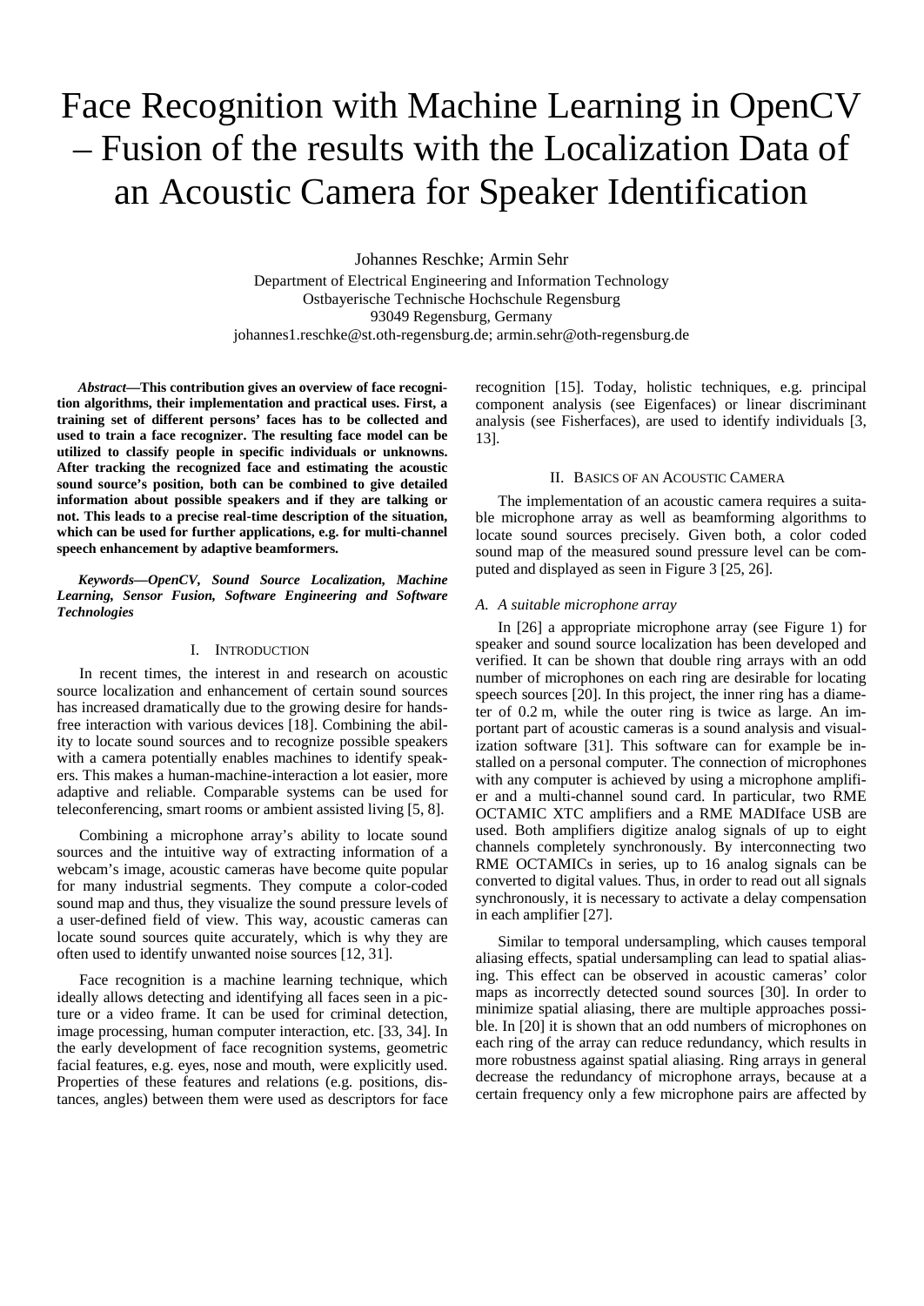# Face Recognition with Machine Learning in OpenCV – Fusion of the results with the Localization Data of an Acoustic Camera for Speaker Identification

Johannes Reschke; Armin Sehr
Department of Electrical Engineering and Information Technology
Ostbayerische Technische Hochschule Regensburg
93049 Regensburg, Germany
johannes1.reschke@st.oth-regensburg.de; armin.sehr@oth-regensburg.de

***Abstract*—This contribution gives an overview of face recognition algorithms, their implementation and practical uses. First, a training set of different persons' faces has to be collected and used to train a face recognizer. The resulting face model can be utilized to classify people in specific individuals or unknowns. After tracking the recognized face and estimating the acoustic sound source's position, both can be combined to give detailed information about possible speakers and if they are talking or not. This leads to a precise real-time description of the situation, which can be used for further applications, e.g. for multi-channel speech enhancement by adaptive beamformers.**

***Keywords—OpenCV, Sound Source Localization, Machine Learning, Sensor Fusion, Software Engineering and Software Technologies***

## I. Introduction

In recent times, the interest in and research on acoustic source localization and enhancement of certain sound sources has increased dramatically due to the growing desire for hands-free interaction with various devices [18]. Combining the ability to locate sound sources and to recognize possible speakers with a camera potentially enables machines to identify speakers. This makes a human-machine-interaction a lot easier, more adaptive and reliable. Comparable systems can be used for teleconferencing, smart rooms or ambient assisted living [5, 8].

Combining a microphone array's ability to locate sound sources and the intuitive way of extracting information of a webcam's image, acoustic cameras have become quite popular for many industrial segments. They compute a color-coded sound map and thus, they visualize the sound pressure levels of a user-defined field of view. This way, acoustic cameras can locate sound sources quite accurately, which is why they are often used to identify unwanted noise sources [12, 31].

Face recognition is a machine learning technique, which ideally allows detecting and identifying all faces seen in a picture or a video frame. It can be used for criminal detection, image processing, human computer interaction, etc. [33, 34]. In the early development of face recognition systems, geometric facial features, e.g. eyes, nose and mouth, were explicitly used. Properties of these features and relations (e.g. positions, distances, angles) between them were used as descriptors for face recognition [15]. Today, holistic techniques, e.g. principal component analysis (see Eigenfaces) or linear discriminant analysis (see Fisherfaces), are used to identify individuals [3, 13].

## II. Basics of an Acoustic Camera

The implementation of an acoustic camera requires a suitable microphone array as well as beamforming algorithms to locate sound sources precisely. Given both, a color coded sound map of the measured sound pressure level can be computed and displayed as seen in Figure 3 [25, 26].

### A. A suitable microphone array

In [26] a appropriate microphone array (see Figure 1) for speaker and sound source localization has been developed and verified. It can be shown that double ring arrays with an odd number of microphones on each ring are desirable for locating speech sources [20]. In this project, the inner ring has a diameter of 0.2 m, while the outer ring is twice as large. An important part of acoustic cameras is a sound analysis and visualization software [31]. This software can for example be installed on a personal computer. The connection of microphones with any computer is achieved by using a microphone amplifier and a multi-channel sound card. In particular, two RME OCTAMIC XTC amplifiers and a RME MADIface USB are used. Both amplifiers digitize analog signals of up to eight channels completely synchronously. By interconnecting two RME OCTAMICs in series, up to 16 analog signals can be converted to digital values. Thus, in order to read out all signals synchronously, it is necessary to activate a delay compensation in each amplifier [27].

Similar to temporal undersampling, which causes temporal aliasing effects, spatial undersampling can lead to spatial aliasing. This effect can be observed in acoustic cameras' color maps as incorrectly detected sound sources [30]. In order to minimize spatial aliasing, there are multiple approaches possible. In [20] it is shown that an odd numbers of microphones on each ring of the array can reduce redundancy, which results in more robustness against spatial aliasing. Ring arrays in general decrease the redundancy of microphone arrays, because at a certain frequency only a few microphone pairs are affected by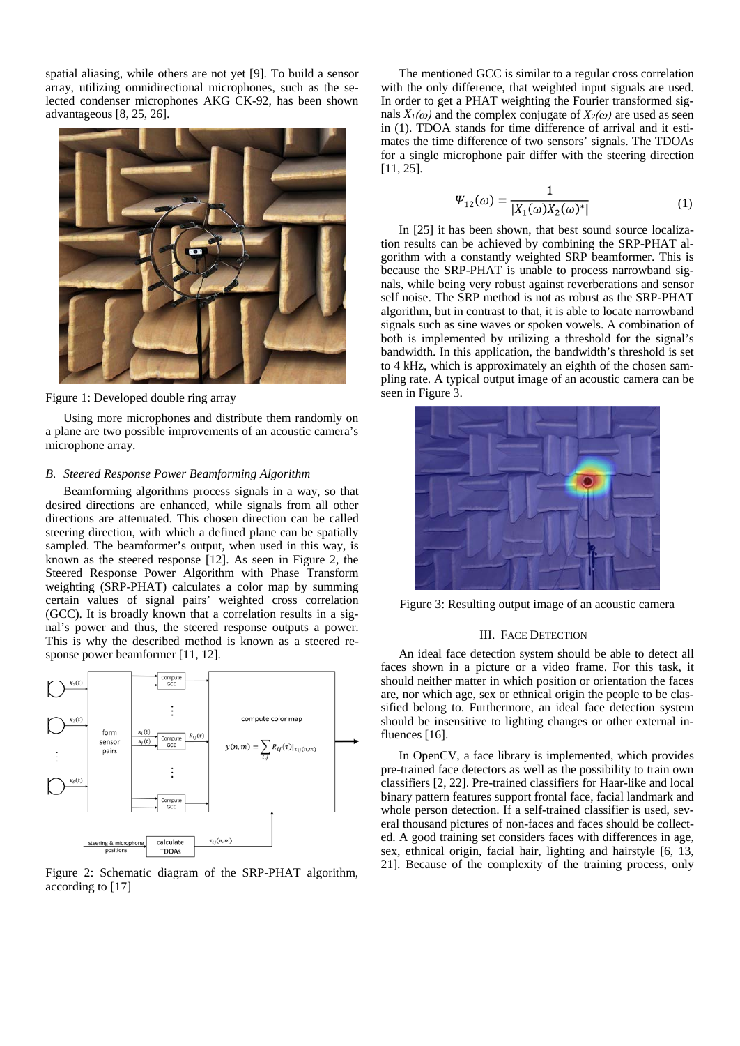spatial aliasing, while others are not yet [9]. To build a sensor array, utilizing omnidirectional microphones, such as the selected condenser microphones AKG CK-92, has been shown advantageous [8, 25, 26].

Figure 1: Developed double ring array

Using more microphones and distribute them randomly on a plane are two possible improvements of an acoustic camera's microphone array.

### *B. Steered Response Power Beamforming Algorithm*

Beamforming algorithms process signals in a way, so that desired directions are enhanced, while signals from all other directions are attenuated. This chosen direction can be called steering direction, with which a defined plane can be spatially sampled. The beamformer's output, when used in this way, is known as the steered response [12]. As seen in Figure 2, the Steered Response Power Algorithm with Phase Transform weighting (SRP-PHAT) calculates a color map by summing certain values of signal pairs' weighted cross correlation (GCC). It is broadly known that a correlation results in a signal's power and thus, the steered response outputs a power. This is why the described method is known as a steered response power beamformer [11, 12].

Figure 2: Schematic diagram of the SRP-PHAT algorithm, according to [17]

The mentioned GCC is similar to a regular cross correlation with the only difference, that weighted input signals are used. In order to get a PHAT weighting the Fourier transformed signals $X_1(\omega)$ and the complex conjugate of $X_2(\omega)$ are used as seen in (1). TDOA stands for time difference of arrival and it estimates the time difference of two sensors' signals. The TDOAs for a single microphone pair differ with the steering direction [11, 25].

$$\Psi_{12}(\omega) = \frac{1}{|X_1(\omega)X_2(\omega)^*|} \tag{1}$$

In [25] it has been shown, that best sound source localization results can be achieved by combining the SRP-PHAT algorithm with a constantly weighted SRP beamformer. This is because the SRP-PHAT is unable to process narrowband signals, while being very robust against reverberations and sensor self noise. The SRP method is not as robust as the SRP-PHAT algorithm, but in contrast to that, it is able to locate narrowband signals such as sine waves or spoken vowels. A combination of both is implemented by utilizing a threshold for the signal's bandwidth. In this application, the bandwidth's threshold is set to 4 kHz, which is approximately an eighth of the chosen sampling rate. A typical output image of an acoustic camera can be seen in Figure 3.

Figure 3: Resulting output image of an acoustic camera

## III. FACE DETECTION

An ideal face detection system should be able to detect all faces shown in a picture or a video frame. For this task, it should neither matter in which position or orientation the faces are, nor which age, sex or ethnical origin the people to be classified belong to. Furthermore, an ideal face detection system should be insensitive to lighting changes or other external influences [16].

In OpenCV, a face library is implemented, which provides pre-trained face detectors as well as the possibility to train own classifiers [2, 22]. Pre-trained classifiers for Haar-like and local binary pattern features support frontal face, facial landmark and whole person detection. If a self-trained classifier is used, several thousand pictures of non-faces and faces should be collected. A good training set considers faces with differences in age, sex, ethnical origin, facial hair, lighting and hairstyle [6, 13, 21]. Because of the complexity of the training process, only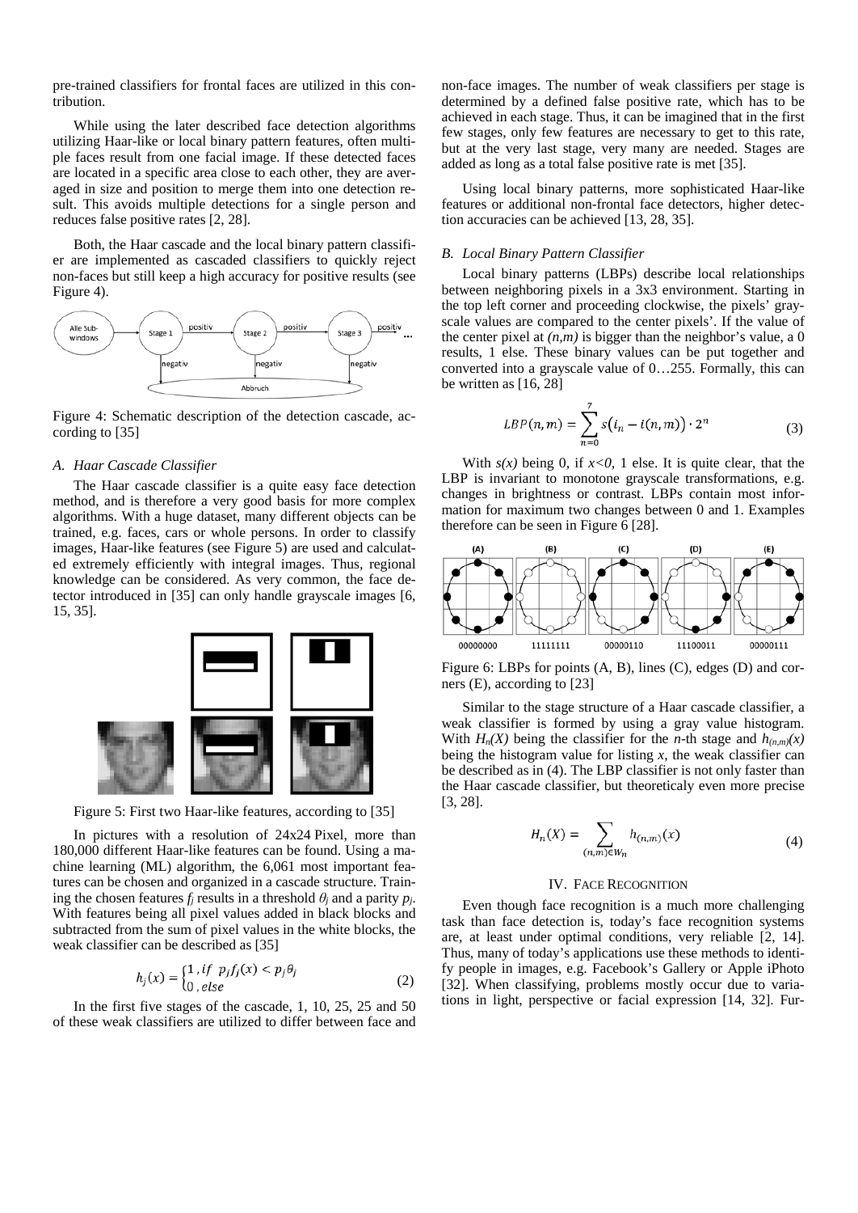pre-trained classifiers for frontal faces are utilized in this contribution.

While using the later described face detection algorithms utilizing Haar-like or local binary pattern features, often multiple faces result from one facial image. If these detected faces are located in a specific area close to each other, they are averaged in size and position to merge them into one detection result. This avoids multiple detections for a single person and reduces false positive rates [2, 28].

Both, the Haar cascade and the local binary pattern classifier are implemented as cascaded classifiers to quickly reject non-faces but still keep a high accuracy for positive results (see Figure 4).

Figure 4: Schematic description of the detection cascade, according to [35]

### A. Haar Cascade Classifier

The Haar cascade classifier is a quite easy face detection method, and is therefore a very good basis for more complex algorithms. With a huge dataset, many different objects can be trained, e.g. faces, cars or whole persons. In order to classify images, Haar-like features (see Figure 5) are used and calculated extremely efficiently with integral images. Thus, regional knowledge can be considered. As very common, the face detector introduced in [35] can only handle grayscale images [6, 15, 35].

Figure 5: First two Haar-like features, according to [35]

In pictures with a resolution of 24x24 Pixel, more than 180,000 different Haar-like features can be found. Using a machine learning (ML) algorithm, the 6,061 most important features can be chosen and organized in a cascade structure. Training the chosen features $f_j$ results in a threshold $\theta_j$ and a parity $p_j$. With features being all pixel values added in black blocks and subtracted from the sum of pixel values in the white blocks, the weak classifier can be described as [35]

$$h_j(x) = \begin{cases} 1 \text{ , } if \ \ p_j f_j(x) < p_j \theta_j \\ 0 \text{ , } else \end{cases} \tag{2}$$

In the first five stages of the cascade, 1, 10, 25, 25 and 50 of these weak classifiers are utilized to differ between face and non-face images. The number of weak classifiers per stage is determined by a defined false positive rate, which has to be achieved in each stage. Thus, it can be imagined that in the first few stages, only few features are necessary to get to this rate, but at the very last stage, very many are needed. Stages are added as long as a total false positive rate is met [35].

Using local binary patterns, more sophisticated Haar-like features or additional non-frontal face detectors, higher detection accuracies can be achieved [13, 28, 35].

### B. Local Binary Pattern Classifier

Local binary patterns (LBPs) describe local relationships between neighboring pixels in a 3x3 environment. Starting in the top left corner and proceeding clockwise, the pixels' grayscale values are compared to the center pixels'. If the value of the center pixel at *(n,m)* is bigger than the neighbor's value, a 0 results, 1 else. These binary values can be put together and converted into a grayscale value of 0…255. Formally, this can be written as [16, 28]

$$LBP(n,m) = \sum_{n=0}^{7} s\big(i_n - i(n,m)\big) \cdot 2^n \tag{3}$$

With $s(x)$ being 0, if $x<0$, 1 else. It is quite clear, that the LBP is invariant to monotone grayscale transformations, e.g. changes in brightness or contrast. LBPs contain most information for maximum two changes between 0 and 1. Examples therefore can be seen in Figure 6 [28].

Figure 6: LBPs for points (A, B), lines (C), edges (D) and corners (E), according to [23]

Similar to the stage structure of a Haar cascade classifier, a weak classifier is formed by using a gray value histogram. With $H_n(X)$ being the classifier for the *n*-th stage and $h_{(n,m)}(x)$ being the histogram value for listing *x*, the weak classifier can be described as in (4). The LBP classifier is not only faster than the Haar cascade classifier, but theoreticaly even more precise [3, 28].

$$H_n(X) = \sum_{(n,m) \in W_n} h_{(n,m)}(x) \tag{4}$$

## IV. Face Recognition

Even though face recognition is a much more challenging task than face detection is, today's face recognition systems are, at least under optimal conditions, very reliable [2, 14]. Thus, many of today's applications use these methods to identify people in images, e.g. Facebook's Gallery or Apple iPhoto [32]. When classifying, problems mostly occur due to variations in light, perspective or facial expression [14, 32]. Fur-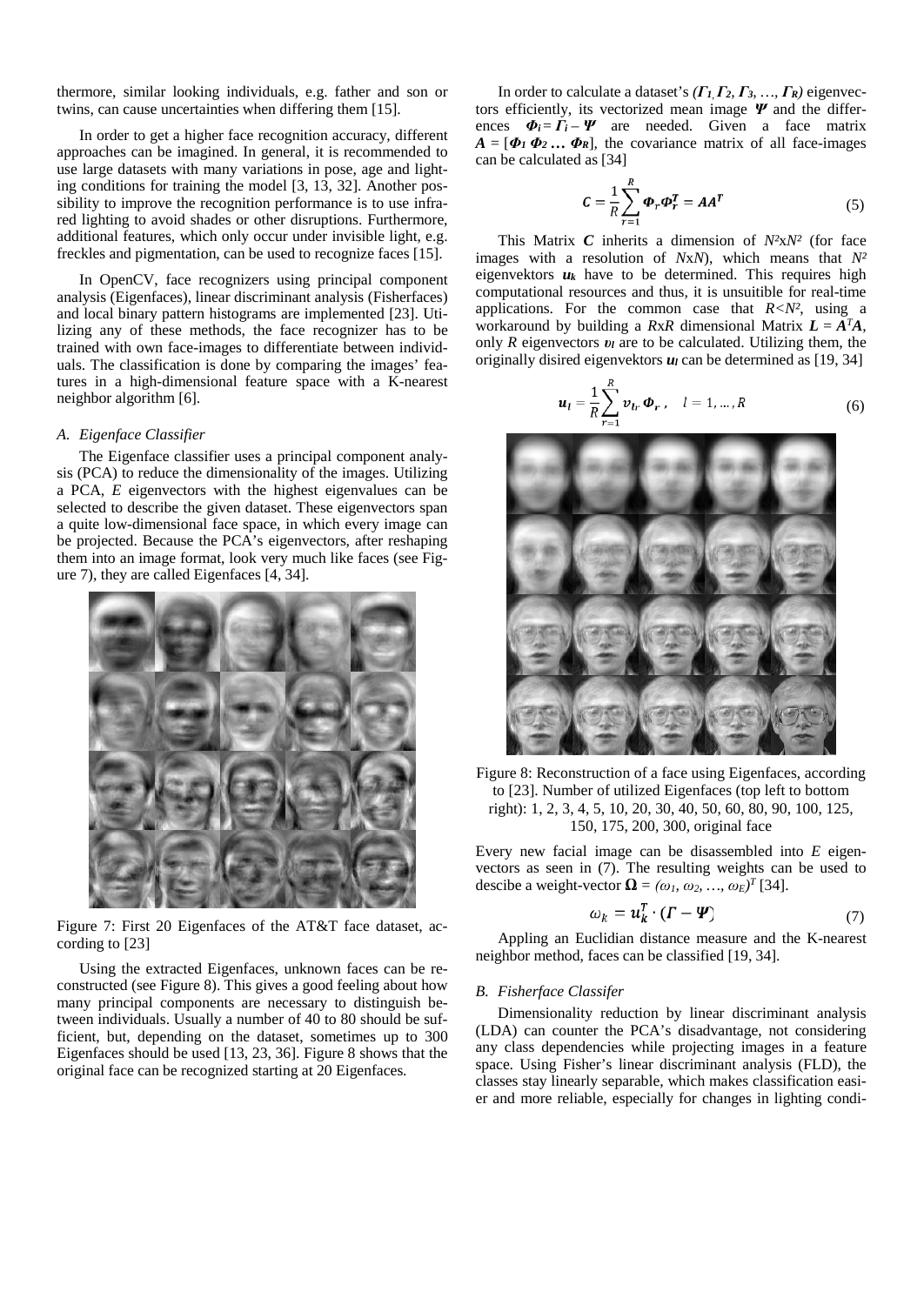thermore, similar looking individuals, e.g. father and son or twins, can cause uncertainties when differing them [15].

In order to get a higher face recognition accuracy, different approaches can be imagined. In general, it is recommended to use large datasets with many variations in pose, age and lighting conditions for training the model [3, 13, 32]. Another possibility to improve the recognition performance is to use infrared lighting to avoid shades or other disruptions. Furthermore, additional features, which only occur under invisible light, e.g. freckles and pigmentation, can be used to recognize faces [15].

In OpenCV, face recognizers using principal component analysis (Eigenfaces), linear discriminant analysis (Fisherfaces) and local binary pattern histograms are implemented [23]. Utilizing any of these methods, the face recognizer has to be trained with own face-images to differentiate between individuals. The classification is done by comparing the images' features in a high-dimensional feature space with a K-nearest neighbor algorithm [6].

### A. Eigenface Classifier

The Eigenface classifier uses a principal component analysis (PCA) to reduce the dimensionality of the images. Utilizing a PCA, $E$ eigenvectors with the highest eigenvalues can be selected to describe the given dataset. These eigenvectors span a quite low-dimensional face space, in which every image can be projected. Because the PCA's eigenvectors, after reshaping them into an image format, look very much like faces (see Figure 7), they are called Eigenfaces [4, 34].

Figure 7: First 20 Eigenfaces of the AT&T face dataset, according to [23]

Using the extracted Eigenfaces, unknown faces can be reconstructed (see Figure 8). This gives a good feeling about how many principal components are necessary to distinguish between individuals. Usually a number of 40 to 80 should be sufficient, but, depending on the dataset, sometimes up to 300 Eigenfaces should be used [13, 23, 36]. Figure 8 shows that the original face can be recognized starting at 20 Eigenfaces.

In order to calculate a dataset's $(\boldsymbol{\Gamma_1}, \boldsymbol{\Gamma_2}, \boldsymbol{\Gamma_3}, \ldots, \boldsymbol{\Gamma_R})$ eigenvectors efficiently, its vectorized mean image $\boldsymbol{\Psi}$ and the differences $\boldsymbol{\Phi_i} = \boldsymbol{\Gamma_i} - \boldsymbol{\Psi}$ are needed. Given a face matrix $\boldsymbol{A} = [\boldsymbol{\Phi_1}\ \boldsymbol{\Phi_2} \ldots \boldsymbol{\Phi_R}]$, the covariance matrix of all face-images can be calculated as [34]

$$\boldsymbol{C} = \frac{1}{R}\sum_{r=1}^{R} \boldsymbol{\Phi_r} \boldsymbol{\Phi_r^T} = \boldsymbol{A}\boldsymbol{A^T} \tag{5}$$

This Matrix $\boldsymbol{C}$ inherits a dimension of $N^2 \times N^2$ (for face images with a resolution of $N \times N$), which means that $N^2$ eigenvektors $\boldsymbol{u_k}$ have to be determined. This requires high computational resources and thus, it is unsuitible for real-time applications. For the common case that $R<N^2$, using a workaround by building a $R \times R$ dimensional Matrix $\boldsymbol{L} = \boldsymbol{A^T A}$, only $R$ eigenvectors $\boldsymbol{v_l}$ are to be calculated. Utilizing them, the originally disired eigenvektors $\boldsymbol{u_l}$ can be determined as [19, 34]

$$\boldsymbol{u_l} = \frac{1}{R}\sum_{r=1}^{R} \boldsymbol{v_{lr}}\, \boldsymbol{\Phi_r}, \quad l = 1, \ldots, R \tag{6}$$

Figure 8: Reconstruction of a face using Eigenfaces, according to [23]. Number of utilized Eigenfaces (top left to bottom right): 1, 2, 3, 4, 5, 10, 20, 30, 40, 50, 60, 80, 90, 100, 125, 150, 175, 200, 300, original face

Every new facial image can be disassembled into $E$ eigenvectors as seen in (7). The resulting weights can be used to descibe a weight-vector $\boldsymbol{\Omega} = (\omega_1, \omega_2, \ldots, \omega_E)^T$ [34].

$$\omega_k = \boldsymbol{u_k^T} \cdot (\boldsymbol{\Gamma} - \boldsymbol{\Psi}) \tag{7}$$

Appling an Euclidian distance measure and the K-nearest neighbor method, faces can be classified [19, 34].

### B. Fisherface Classifer

Dimensionality reduction by linear discriminant analysis (LDA) can counter the PCA's disadvantage, not considering any class dependencies while projecting images in a feature space. Using Fisher's linear discriminant analysis (FLD), the classes stay linearly separable, which makes classification easier and more reliable, especially for changes in lighting condi-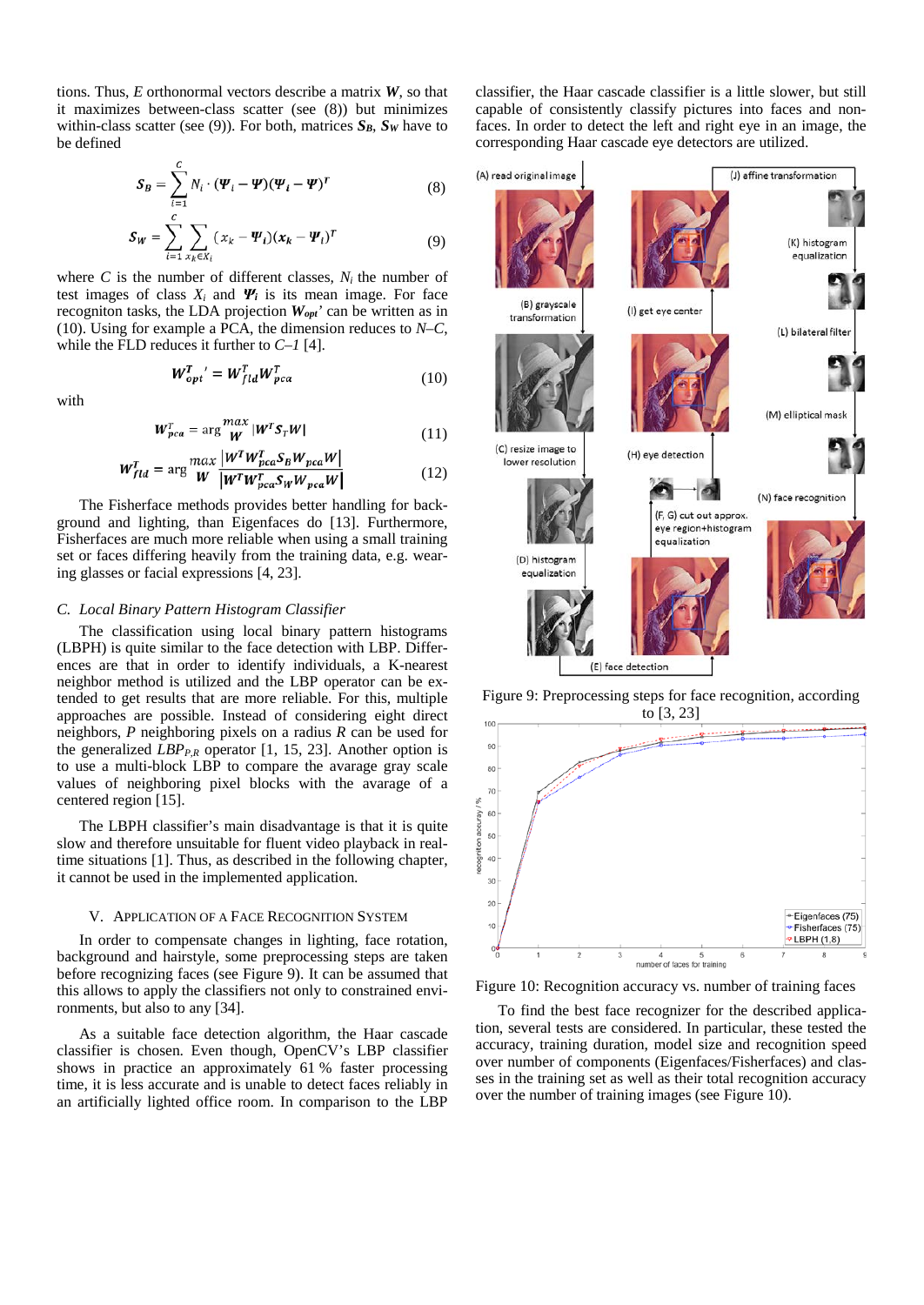tions. Thus, $E$ orthonormal vectors describe a matrix $\boldsymbol{W}$, so that it maximizes between-class scatter (see (8)) but minimizes within-class scatter (see (9)). For both, matrices $\boldsymbol{S_B}$, $\boldsymbol{S_W}$ have to be defined

$$\boldsymbol{S_B} = \sum_{i=1}^{C} N_i \cdot (\boldsymbol{\Psi}_i - \boldsymbol{\Psi})(\boldsymbol{\Psi}_i - \boldsymbol{\Psi})^T \tag{8}$$

$$\boldsymbol{S_W} = \sum_{i=1}^{C} \sum_{x_k \in X_i} (x_k - \boldsymbol{\Psi}_i)(\boldsymbol{x_k} - \boldsymbol{\Psi}_i)^T \tag{9}$$

where $C$ is the number of different classes, $N_i$ the number of test images of class $X_i$ and $\boldsymbol{\Psi}_i$ is its mean image. For face recogniton tasks, the LDA projection $\boldsymbol{W_{opt}}'$ can be written as in (10). Using for example a PCA, the dimension reduces to $N$–$C$, while the FLD reduces it further to $C$–$1$ [4].

$$\boldsymbol{W_{opt}^T}' = \boldsymbol{W_{fld}^T W_{pca}^T} \tag{10}$$

with

$$\boldsymbol{W_{pca}^T} = \arg \max_{\boldsymbol{W}} |\boldsymbol{W^T S_T W}| \tag{11}$$

$$\boldsymbol{W_{fld}^T} = \arg \max_{\boldsymbol{W}} \frac{|\boldsymbol{W^T W_{pca}^T S_B W_{pca} W}|}{|\boldsymbol{W^T W_{pca}^T S_W W_{pca} W}|} \tag{12}$$

The Fisherface methods provides better handling for background and lighting, than Eigenfaces do [13]. Furthermore, Fisherfaces are much more reliable when using a small training set or faces differing heavily from the training data, e.g. wearing glasses or facial expressions [4, 23].

### C. Local Binary Pattern Histogram Classifier

The classification using local binary pattern histograms (LBPH) is quite similar to the face detection with LBP. Differences are that in order to identify individuals, a K-nearest neighbor method is utilized and the LBP operator can be extended to get results that are more reliable. For this, multiple approaches are possible. Instead of considering eight direct neighbors, $P$ neighboring pixels on a radius $R$ can be used for the generalized $LBP_{P,R}$ operator [1, 15, 23]. Another option is to use a multi-block LBP to compare the avarage gray scale values of neighboring pixel blocks with the avarage of a centered region [15].

The LBPH classifier's main disadvantage is that it is quite slow and therefore unsuitable for fluent video playback in real-time situations [1]. Thus, as described in the following chapter, it cannot be used in the implemented application.

## V. Application of a Face Recognition System

In order to compensate changes in lighting, face rotation, background and hairstyle, some preprocessing steps are taken before recognizing faces (see Figure 9). It can be assumed that this allows to apply the classifiers not only to constrained environments, but also to any [34].

As a suitable face detection algorithm, the Haar cascade classifier is chosen. Even though, OpenCV's LBP classifier shows in practice an approximately 61 % faster processing time, it is less accurate and is unable to detect faces reliably in an artificially lighted office room. In comparison to the LBP classifier, the Haar cascade classifier is a little slower, but still capable of consistently classify pictures into faces and non-faces. In order to detect the left and right eye in an image, the corresponding Haar cascade eye detectors are utilized.

Figure 9: Preprocessing steps for face recognition, according to [3, 23]

Figure 10: Recognition accuracy vs. number of training faces

To find the best face recognizer for the described application, several tests are considered. In particular, these tested the accuracy, training duration, model size and recognition speed over number of components (Eigenfaces/Fisherfaces) and classes in the training set as well as their total recognition accuracy over the number of training images (see Figure 10).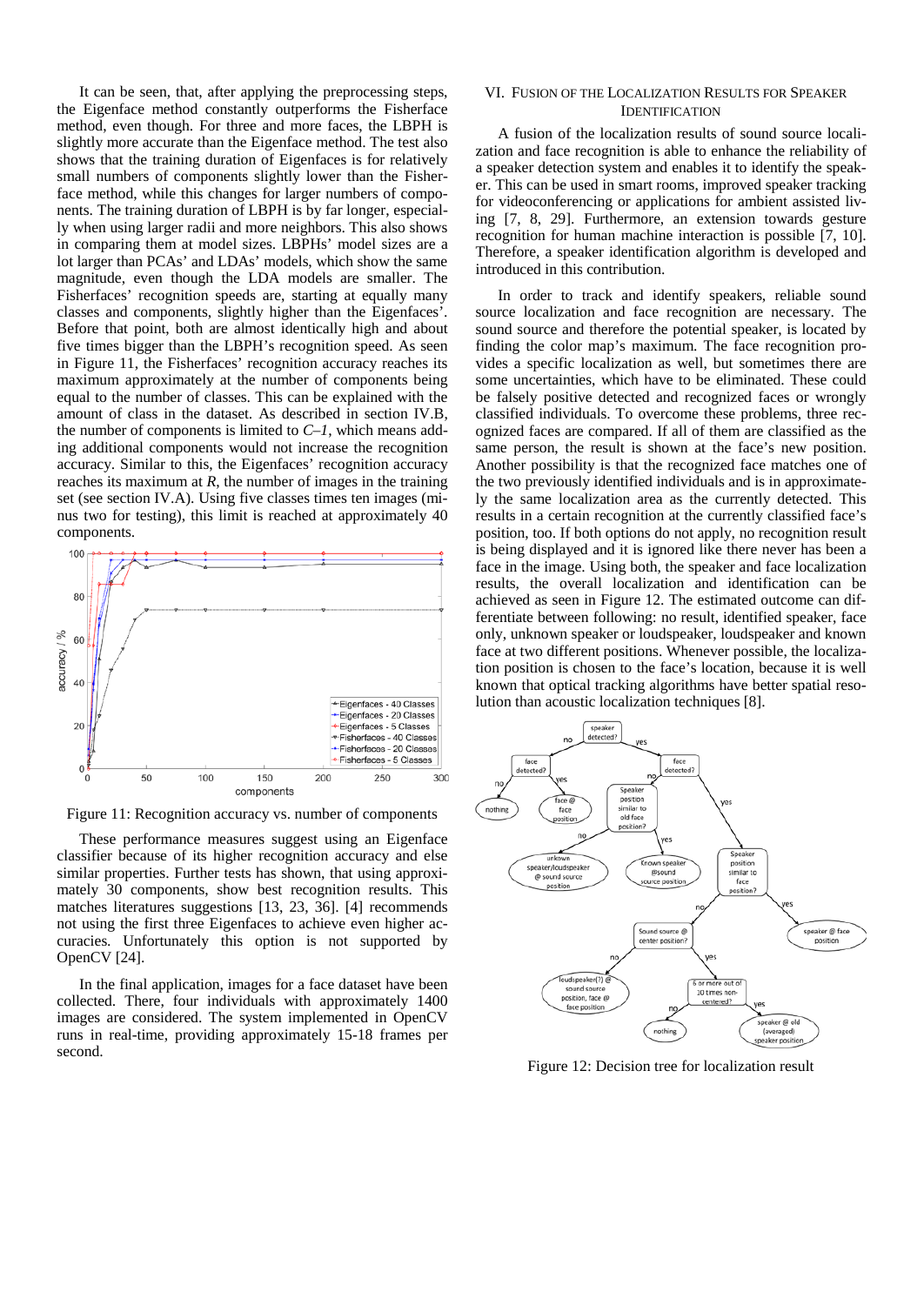It can be seen, that, after applying the preprocessing steps, the Eigenface method constantly outperforms the Fisherface method, even though. For three and more faces, the LBPH is slightly more accurate than the Eigenface method. The test also shows that the training duration of Eigenfaces is for relatively small numbers of components slightly lower than the Fisherface method, while this changes for larger numbers of components. The training duration of LBPH is by far longer, especially when using larger radii and more neighbors. This also shows in comparing them at model sizes. LBPHs' model sizes are a lot larger than PCAs' and LDAs' models, which show the same magnitude, even though the LDA models are smaller. The Fisherfaces' recognition speeds are, starting at equally many classes and components, slightly higher than the Eigenfaces'. Before that point, both are almost identically high and about five times bigger than the LBPH's recognition speed. As seen in Figure 11, the Fisherfaces' recognition accuracy reaches its maximum approximately at the number of components being equal to the number of classes. This can be explained with the amount of class in the dataset. As described in section IV.B, the number of components is limited to $C$–$1$, which means adding additional components would not increase the recognition accuracy. Similar to this, the Eigenfaces' recognition accuracy reaches its maximum at $R$, the number of images in the training set (see section IV.A). Using five classes times ten images (minus two for testing), this limit is reached at approximately 40 components.

Figure 11: Recognition accuracy vs. number of components

These performance measures suggest using an Eigenface classifier because of its higher recognition accuracy and else similar properties. Further tests has shown, that using approximately 30 components, show best recognition results. This matches literatures suggestions [13, 23, 36]. [4] recommends not using the first three Eigenfaces to achieve even higher accuracies. Unfortunately this option is not supported by OpenCV [24].

In the final application, images for a face dataset have been collected. There, four individuals with approximately 1400 images are considered. The system implemented in OpenCV runs in real-time, providing approximately 15-18 frames per second.

## VI. Fusion of the Localization Results for Speaker Identification

A fusion of the localization results of sound source localization and face recognition is able to enhance the reliability of a speaker detection system and enables it to identify the speaker. This can be used in smart rooms, improved speaker tracking for videoconferencing or applications for ambient assisted living [7, 8, 29]. Furthermore, an extension towards gesture recognition for human machine interaction is possible [7, 10]. Therefore, a speaker identification algorithm is developed and introduced in this contribution.

In order to track and identify speakers, reliable sound source localization and face recognition are necessary. The sound source and therefore the potential speaker, is located by finding the color map's maximum. The face recognition provides a specific localization as well, but sometimes there are some uncertainties, which have to be eliminated. These could be falsely positive detected and recognized faces or wrongly classified individuals. To overcome these problems, three recognized faces are compared. If all of them are classified as the same person, the result is shown at the face's new position. Another possibility is that the recognized face matches one of the two previously identified individuals and is in approximately the same localization area as the currently detected. This results in a certain recognition at the currently classified face's position, too. If both options do not apply, no recognition result is being displayed and it is ignored like there never has been a face in the image. Using both, the speaker and face localization results, the overall localization and identification can be achieved as seen in Figure 12. The estimated outcome can differentiate between following: no result, identified speaker, face only, unknown speaker or loudspeaker, loudspeaker and known face at two different positions. Whenever possible, the localization position is chosen to the face's location, because it is well known that optical tracking algorithms have better spatial resolution than acoustic localization techniques [8].

Figure 12: Decision tree for localization result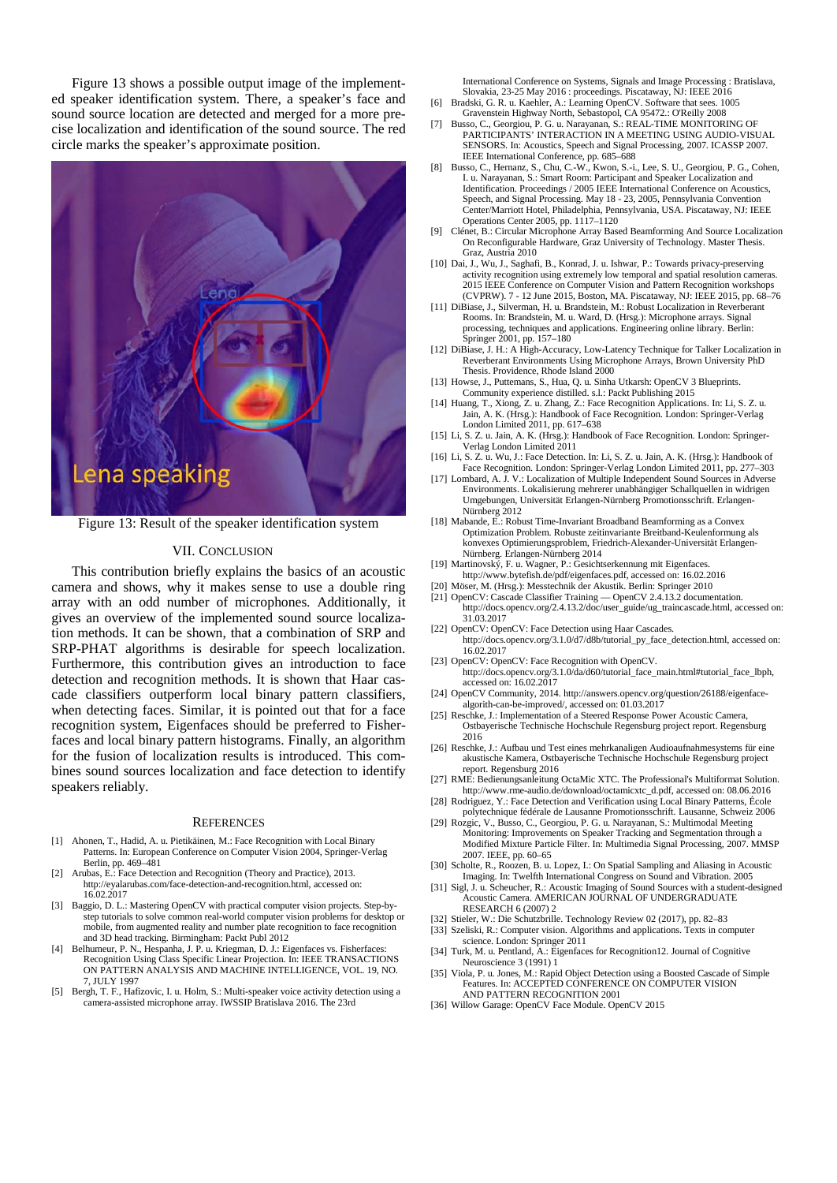Figure 13 shows a possible output image of the implemented speaker identification system. There, a speaker's face and sound source location are detected and merged for a more precise localization and identification of the sound source. The red circle marks the speaker's approximate position.

Figure 13: Result of the speaker identification system

## VII. Conclusion

This contribution briefly explains the basics of an acoustic camera and shows, why it makes sense to use a double ring array with an odd number of microphones. Additionally, it gives an overview of the implemented sound source localization methods. It can be shown, that a combination of SRP and SRP-PHAT algorithms is desirable for speech localization. Furthermore, this contribution gives an introduction to face detection and recognition methods. It is shown that Haar cascade classifiers outperform local binary pattern classifiers, when detecting faces. Similar, it is pointed out that for a face recognition system, Eigenfaces should be preferred to Fisherfaces and local binary pattern histograms. Finally, an algorithm for the fusion of localization results is introduced. This combines sound sources localization and face detection to identify speakers reliably.

## References

[1] Ahonen, T., Hadid, A. u. Pietikäinen, M.: Face Recognition with Local Binary Patterns. In: European Conference on Computer Vision 2004, Springer-Verlag Berlin, pp. 469–481

[2] Arubas, E.: Face Detection and Recognition (Theory and Practice), 2013. http://eyalarubas.com/face-detection-and-recognition.html, accessed on: 16.02.2017

[3] Baggio, D. L.: Mastering OpenCV with practical computer vision projects. Step-by-step tutorials to solve common real-world computer vision problems for desktop or mobile, from augmented reality and number plate recognition to face recognition and 3D head tracking. Birmingham: Packt Publ 2012

[4] Belhumeur, P. N., Hespanha, J. P. u. Kriegman, D. J.: Eigenfaces vs. Fisherfaces: Recognition Using Class Specific Linear Projection. In: IEEE TRANSACTIONS ON PATTERN ANALYSIS AND MACHINE INTELLIGENCE, VOL. 19, NO. 7, JULY 1997

[5] Bergh, T. F., Hafizovic, I. u. Holm, S.: Multi-speaker voice activity detection using a camera-assisted microphone array. IWSSIP Bratislava 2016. The 23rd International Conference on Systems, Signals and Image Processing : Bratislava, Slovakia, 23-25 May 2016 : proceedings. Piscataway, NJ: IEEE 2016

[6] Bradski, G. R. u. Kaehler, A.: Learning OpenCV. Software that sees. 1005 Gravenstein Highway North, Sebastopol, CA 95472.: O'Reilly 2008

[7] Busso, C., Georgiou, P. G. u. Narayanan, S.: REAL-TIME MONITORING OF PARTICIPANTS' INTERACTION IN A MEETING USING AUDIO-VISUAL SENSORS. In: Acoustics, Speech and Signal Processing, 2007. ICASSP 2007. IEEE International Conference, pp. 685–688

[8] Busso, C., Hernanz, S., Chu, C.-W., Kwon, S.-i., Lee, S. U., Georgiou, P. G., Cohen, I. u. Narayanan, S.: Smart Room: Participant and Speaker Localization and Identification. Proceedings / 2005 IEEE International Conference on Acoustics, Speech, and Signal Processing. May 18 - 23, 2005, Pennsylvania Convention Center/Marriott Hotel, Philadelphia, Pennsylvania, USA. Piscataway, NJ: IEEE Operations Center 2005, pp. 1117–1120

[9] Clénet, B.: Circular Microphone Array Based Beamforming And Source Localization On Reconfigurable Hardware, Graz University of Technology. Master Thesis. Graz, Austria 2010

[10] Dai, J., Wu, J., Saghafi, B., Konrad, J. u. Ishwar, P.: Towards privacy-preserving activity recognition using extremely low temporal and spatial resolution cameras. 2015 IEEE Conference on Computer Vision and Pattern Recognition workshops (CVPRW). 7 - 12 June 2015, Boston, MA. Piscataway, NJ: IEEE 2015, pp. 68–76

[11] DiBiase, J., Silverman, H. u. Brandstein, M.: Robust Localization in Reverberant Rooms. In: Brandstein, M. u. Ward, D. (Hrsg.): Microphone arrays. Signal processing, techniques and applications. Engineering online library. Berlin: Springer 2001, pp. 157–180

[12] DiBiase, J. H.: A High-Accuracy, Low-Latency Technique for Talker Localization in Reverberant Environments Using Microphone Arrays, Brown University PhD Thesis. Providence, Rhode Island 2000

[13] Howse, J., Puttemans, S., Hua, Q. u. Sinha Utkarsh: OpenCV 3 Blueprints. Community experience distilled. s.l.: Packt Publishing 2015

[14] Huang, T., Xiong, Z. u. Zhang, Z.: Face Recognition Applications. In: Li, S. Z. u. Jain, A. K. (Hrsg.): Handbook of Face Recognition. London: Springer-Verlag London Limited 2011, pp. 617–638

[15] Li, S. Z. u. Jain, A. K. (Hrsg.): Handbook of Face Recognition. London: Springer-Verlag London Limited 2011

[16] Li, S. Z. u. Wu, J.: Face Detection. In: Li, S. Z. u. Jain, A. K. (Hrsg.): Handbook of Face Recognition. London: Springer-Verlag London Limited 2011, pp. 277–303

[17] Lombard, A. J. V.: Localization of Multiple Independent Sound Sources in Adverse Environments. Lokalisierung mehrerer unabhängiger Schallquellen in widrigen Umgebungen, Universität Erlangen-Nürnberg Promotionsschrift. Erlangen-Nürnberg 2012

[18] Mabande, E.: Robust Time-Invariant Broadband Beamforming as a Convex Optimization Problem. Robuste zeitinvariante Breitband-Keulenformung als konvexes Optimierungsproblem, Friedrich-Alexander-Universität Erlangen-Nürnberg. Erlangen-Nürnberg 2014

[19] Martinovský, F. u. Wagner, P.: Gesichtserkennung mit Eigenfaces. http://www.bytefish.de/pdf/eigenfaces.pdf, accessed on: 16.02.2016

[20] Möser, M. (Hrsg.): Messtechnik der Akustik. Berlin: Springer 2010

[21] OpenCV: Cascade Classifier Training — OpenCV 2.4.13.2 documentation. http://docs.opencv.org/2.4.13.2/doc/user_guide/ug_traincascade.html, accessed on: 31.03.2017

[22] OpenCV: OpenCV: Face Detection using Haar Cascades. http://docs.opencv.org/3.1.0/d7/d8b/tutorial_py_face_detection.html, accessed on: 16.02.2017

[23] OpenCV: OpenCV: Face Recognition with OpenCV. http://docs.opencv.org/3.1.0/da/d60/tutorial_face_main.html#tutorial_face_lbph, accessed on: 16.02.2017

[24] OpenCV Community, 2014. http://answers.opencv.org/question/26188/eigenface-algorith-can-be-improved/, accessed on: 01.03.2017

[25] Reschke, J.: Implementation of a Steered Response Power Acoustic Camera, Ostbayerische Technische Hochschule Regensburg project report. Regensburg 2016

[26] Reschke, J.: Aufbau und Test eines mehrkanaligen Audioaufnahmesystems für eine akustische Kamera, Ostbayerische Technische Hochschule Regensburg project report. Regensburg 2016

[27] RME: Bedienungsanleitung OctaMic XTC. The Professional's Multiformat Solution. http://www.rme-audio.de/download/octamicxtc_d.pdf, accessed on: 08.06.2016

[28] Rodriguez, Y.: Face Detection and Verification using Local Binary Patterns, École polytechnique fédérale de Lausanne Promotionsschrift. Lausanne, Schweiz 2006

[29] Rozgic, V., Busso, C., Georgiou, P. G. u. Narayanan, S.: Multimodal Meeting Monitoring: Improvements on Speaker Tracking and Segmentation through a Modified Mixture Particle Filter. In: Multimedia Signal Processing, 2007. MMSP 2007. IEEE, pp. 60–65

[30] Scholte, R., Roozen, B. u. Lopez, I.: On Spatial Sampling and Aliasing in Acoustic Imaging. In: Twelfth International Congress on Sound and Vibration. 2005

[31] Sigl, J. u. Scheucher, R.: Acoustic Imaging of Sound Sources with a student-designed Acoustic Camera. AMERICAN JOURNAL OF UNDERGRADUATE RESEARCH 6 (2007) 2

[32] Stieler, W.: Die Schutzbrille. Technology Review 02 (2017), pp. 82–83

[33] Szeliski, R.: Computer vision. Algorithms and applications. Texts in computer science. London: Springer 2011

[34] Turk, M. u. Pentland, A.: Eigenfaces for Recognition12. Journal of Cognitive Neuroscience 3 (1991) 1

[35] Viola, P. u. Jones, M.: Rapid Object Detection using a Boosted Cascade of Simple Features. In: ACCEPTED CONFERENCE ON COMPUTER VISION AND PATTERN RECOGNITION 2001

[36] Willow Garage: OpenCV Face Module. OpenCV 2015